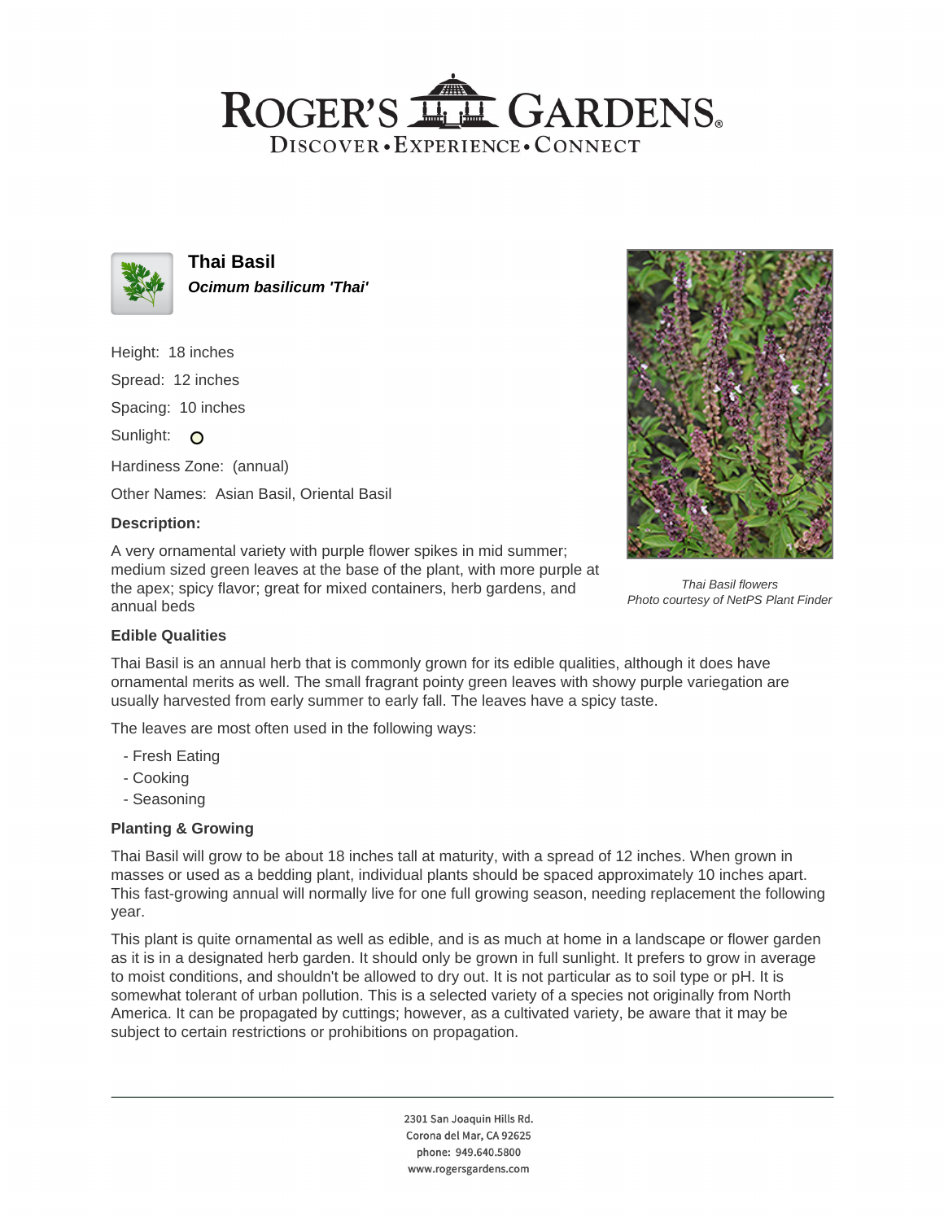# ROGER'S GARDENS
DISCOVER • EXPERIENCE • CONNECT

## Thai Basil

***Ocimum basilicum 'Thai'***

Height: 18 inches

Spread: 12 inches

Spacing: 10 inches

Sunlight: ○

Hardiness Zone: (annual)

Other Names: Asian Basil, Oriental Basil

### Description:

A very ornamental variety with purple flower spikes in mid summer; medium sized green leaves at the base of the plant, with more purple at the apex; spicy flavor; great for mixed containers, herb gardens, and annual beds

*Thai Basil flowers*
*Photo courtesy of NetPS Plant Finder*

### Edible Qualities

Thai Basil is an annual herb that is commonly grown for its edible qualities, although it does have ornamental merits as well. The small fragrant pointy green leaves with showy purple variegation are usually harvested from early summer to early fall. The leaves have a spicy taste.

The leaves are most often used in the following ways:

- Fresh Eating
- Cooking
- Seasoning

### Planting & Growing

Thai Basil will grow to be about 18 inches tall at maturity, with a spread of 12 inches. When grown in masses or used as a bedding plant, individual plants should be spaced approximately 10 inches apart. This fast-growing annual will normally live for one full growing season, needing replacement the following year.

This plant is quite ornamental as well as edible, and is as much at home in a landscape or flower garden as it is in a designated herb garden. It should only be grown in full sunlight. It prefers to grow in average to moist conditions, and shouldn't be allowed to dry out. It is not particular as to soil type or pH. It is somewhat tolerant of urban pollution. This is a selected variety of a species not originally from North America. It can be propagated by cuttings; however, as a cultivated variety, be aware that it may be subject to certain restrictions or prohibitions on propagation.

2301 San Joaquin Hills Rd.
Corona del Mar, CA 92625
phone: 949.640.5800
www.rogersgardens.com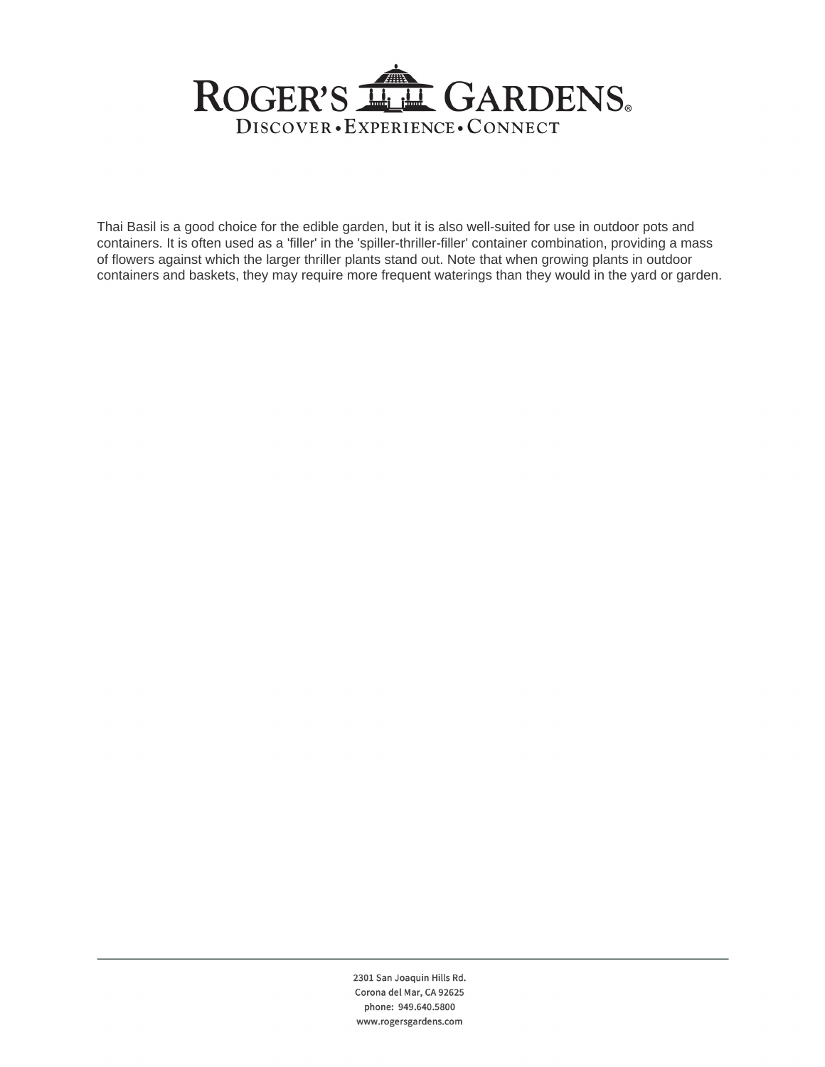Thai Basil is a good choice for the edible garden, but it is also well-suited for use in outdoor pots and containers. It is often used as a 'filler' in the 'spiller-thriller-filler' container combination, providing a mass of flowers against which the larger thriller plants stand out. Note that when growing plants in outdoor containers and baskets, they may require more frequent waterings than they would in the yard or garden.